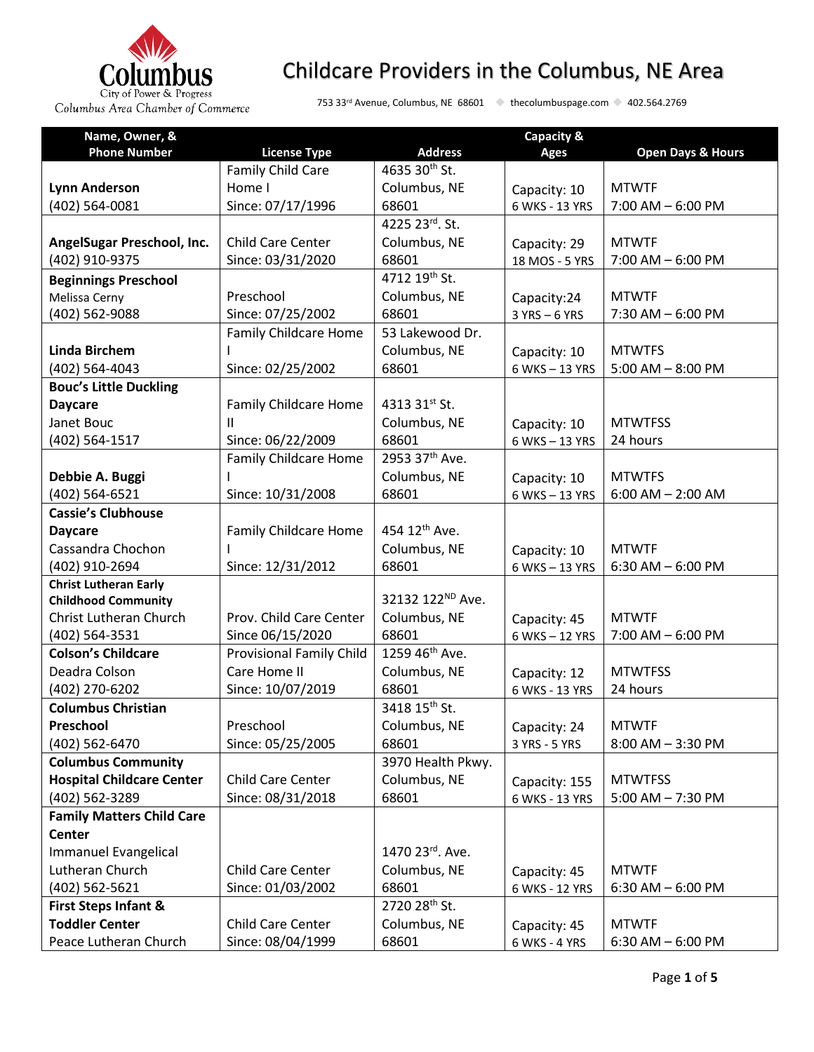# Childcare Providers in the Columbus, NE Area

Columbus
City of Power & Progress
Columbus Area Chamber of Commerce

753 33rd Avenue, Columbus, NE 68601 ◆ thecolumbuspage.com ◆ 402.564.2769

| Name, Owner, & Phone Number | License Type | Address | Capacity & Ages | Open Days & Hours |
|---|---|---|---|---|
| **Lynn Anderson** (402) 564-0081 | Family Child Care Home I Since: 07/17/1996 | 4635 30th St. Columbus, NE 68601 | Capacity: 10 6 WKS - 13 YRS | MTWTF 7:00 AM – 6:00 PM |
| **AngelSugar Preschool, Inc.** (402) 910-9375 | Child Care Center Since: 03/31/2020 | 4225 23rd. St. Columbus, NE 68601 | Capacity: 29 18 MOS - 5 YRS | MTWTF 7:00 AM – 6:00 PM |
| **Beginnings Preschool** Melissa Cerny (402) 562-9088 | Preschool Since: 07/25/2002 | 4712 19th St. Columbus, NE 68601 | Capacity:24 3 YRS – 6 YRS | MTWTF 7:30 AM – 6:00 PM |
| **Linda Birchem** (402) 564-4043 | Family Childcare Home I Since: 02/25/2002 | 53 Lakewood Dr. Columbus, NE 68601 | Capacity: 10 6 WKS – 13 YRS | MTWTFS 5:00 AM – 8:00 PM |
| **Bouc's Little Duckling Daycare** Janet Bouc (402) 564-1517 | Family Childcare Home II Since: 06/22/2009 | 4313 31st St. Columbus, NE 68601 | Capacity: 10 6 WKS – 13 YRS | MTWTFSS 24 hours |
| **Debbie A. Buggi** (402) 564-6521 | Family Childcare Home I Since: 10/31/2008 | 2953 37th Ave. Columbus, NE 68601 | Capacity: 10 6 WKS – 13 YRS | MTWTFS 6:00 AM – 2:00 AM |
| **Cassie's Clubhouse Daycare** Cassandra Chochon (402) 910-2694 | Family Childcare Home I Since: 12/31/2012 | 454 12th Ave. Columbus, NE 68601 | Capacity: 10 6 WKS – 13 YRS | MTWTF 6:30 AM – 6:00 PM |
| **Christ Lutheran Early Childhood Community** Christ Lutheran Church (402) 564-3531 | Prov. Child Care Center Since 06/15/2020 | 32132 122ND Ave. Columbus, NE 68601 | Capacity: 45 6 WKS – 12 YRS | MTWTF 7:00 AM – 6:00 PM |
| **Colson's Childcare** Deadra Colson (402) 270-6202 | Provisional Family Child Care Home II Since: 10/07/2019 | 1259 46th Ave. Columbus, NE 68601 | Capacity: 12 6 WKS - 13 YRS | MTWTFSS 24 hours |
| **Columbus Christian Preschool** (402) 562-6470 | Preschool Since: 05/25/2005 | 3418 15th St. Columbus, NE 68601 | Capacity: 24 3 YRS - 5 YRS | MTWTF 8:00 AM – 3:30 PM |
| **Columbus Community Hospital Childcare Center** (402) 562-3289 | Child Care Center Since: 08/31/2018 | 3970 Health Pkwy. Columbus, NE 68601 | Capacity: 155 6 WKS - 13 YRS | MTWTFSS 5:00 AM – 7:30 PM |
| **Family Matters Child Care Center** Immanuel Evangelical Lutheran Church (402) 562-5621 | Child Care Center Since: 01/03/2002 | 1470 23rd. Ave. Columbus, NE 68601 | Capacity: 45 6 WKS - 12 YRS | MTWTF 6:30 AM – 6:00 PM |
| **First Steps Infant & Toddler Center** Peace Lutheran Church | Child Care Center Since: 08/04/1999 | 2720 28th St. Columbus, NE 68601 | Capacity: 45 6 WKS - 4 YRS | MTWTF 6:30 AM – 6:00 PM |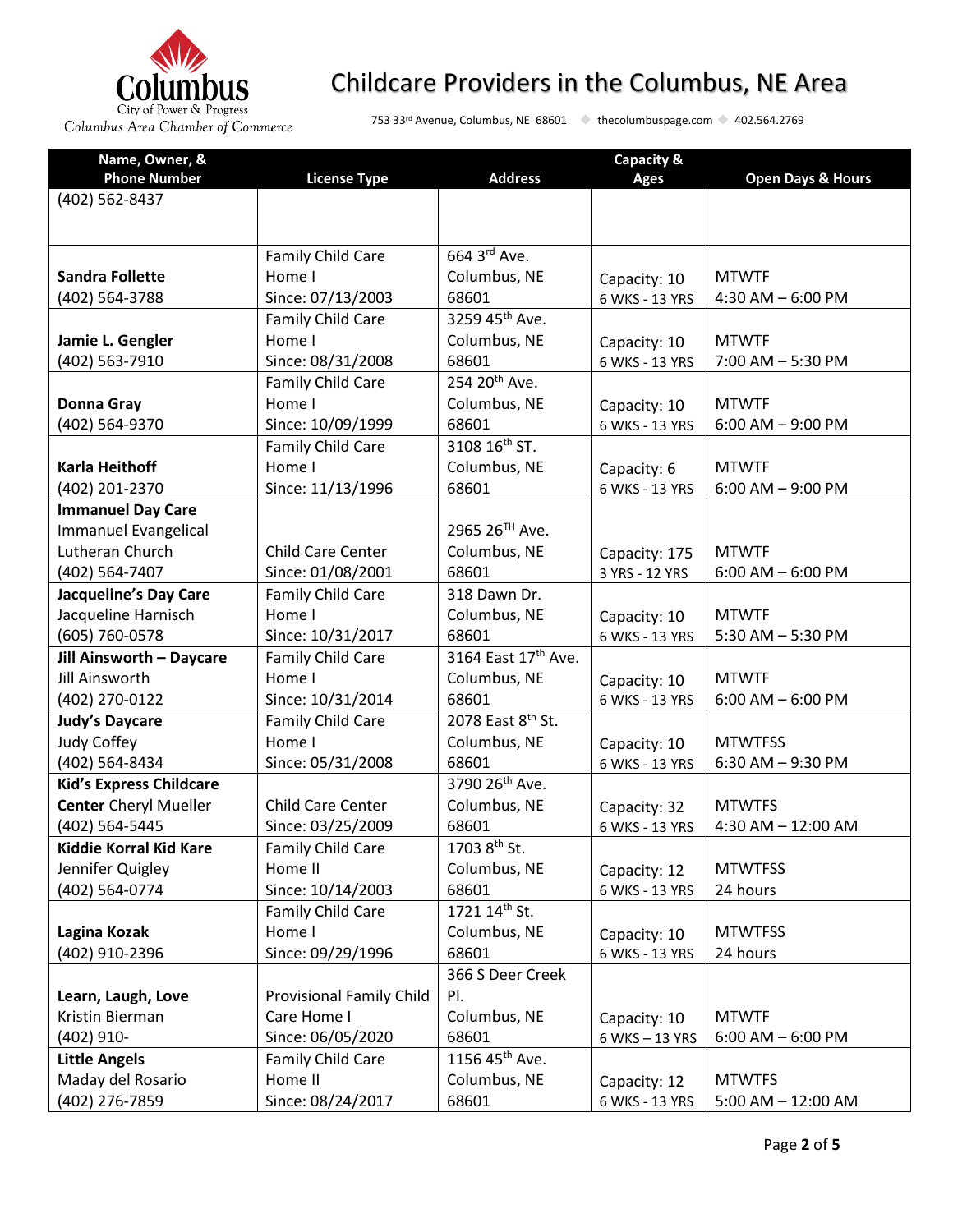# Childcare Providers in the Columbus, NE Area

753 33rd Avenue, Columbus, NE 68601 ◆ thecolumbuspage.com ◆ 402.564.2769

| Name, Owner, & Phone Number | License Type | Address | Capacity & Ages | Open Days & Hours |
|---|---|---|---|---|
| (402) 562-8437 | | | | |
| **Sandra Follette** (402) 564-3788 | Family Child Care Home I Since: 07/13/2003 | 664 3rd Ave. Columbus, NE 68601 | Capacity: 10 6 WKS - 13 YRS | MTWTF 4:30 AM – 6:00 PM |
| **Jamie L. Gengler** (402) 563-7910 | Family Child Care Home I Since: 08/31/2008 | 3259 45th Ave. Columbus, NE 68601 | Capacity: 10 6 WKS - 13 YRS | MTWTF 7:00 AM – 5:30 PM |
| **Donna Gray** (402) 564-9370 | Family Child Care Home I Since: 10/09/1999 | 254 20th Ave. Columbus, NE 68601 | Capacity: 10 6 WKS - 13 YRS | MTWTF 6:00 AM – 9:00 PM |
| **Karla Heithoff** (402) 201-2370 | Family Child Care Home I Since: 11/13/1996 | 3108 16th ST. Columbus, NE 68601 | Capacity: 6 6 WKS - 13 YRS | MTWTF 6:00 AM – 9:00 PM |
| **Immanuel Day Care** Immanuel Evangelical Lutheran Church (402) 564-7407 | Child Care Center Since: 01/08/2001 | 2965 26TH Ave. Columbus, NE 68601 | Capacity: 175 3 YRS - 12 YRS | MTWTF 6:00 AM – 6:00 PM |
| **Jacqueline's Day Care** Jacqueline Harnisch (605) 760-0578 | Family Child Care Home I Since: 10/31/2017 | 318 Dawn Dr. Columbus, NE 68601 | Capacity: 10 6 WKS - 13 YRS | MTWTF 5:30 AM – 5:30 PM |
| **Jill Ainsworth – Daycare** Jill Ainsworth (402) 270-0122 | Family Child Care Home I Since: 10/31/2014 | 3164 East 17th Ave. Columbus, NE 68601 | Capacity: 10 6 WKS - 13 YRS | MTWTF 6:00 AM – 6:00 PM |
| **Judy's Daycare** Judy Coffey (402) 564-8434 | Family Child Care Home I Since: 05/31/2008 | 2078 East 8th St. Columbus, NE 68601 | Capacity: 10 6 WKS - 13 YRS | MTWTFSS 6:30 AM – 9:30 PM |
| **Kid's Express Childcare Center** Cheryl Mueller (402) 564-5445 | Child Care Center Since: 03/25/2009 | 3790 26th Ave. Columbus, NE 68601 | Capacity: 32 6 WKS - 13 YRS | MTWTFS 4:30 AM – 12:00 AM |
| **Kiddie Korral Kid Kare** Jennifer Quigley (402) 564-0774 | Family Child Care Home II Since: 10/14/2003 | 1703 8th St. Columbus, NE 68601 | Capacity: 12 6 WKS - 13 YRS | MTWTFSS 24 hours |
| **Lagina Kozak** (402) 910-2396 | Family Child Care Home I Since: 09/29/1996 | 1721 14th St. Columbus, NE 68601 | Capacity: 10 6 WKS - 13 YRS | MTWTFSS 24 hours |
| **Learn, Laugh, Love** Kristin Bierman (402) 910- | Provisional Family Child Care Home I Since: 06/05/2020 | 366 S Deer Creek Pl. Columbus, NE 68601 | Capacity: 10 6 WKS – 13 YRS | MTWTF 6:00 AM – 6:00 PM |
| **Little Angels** Maday del Rosario (402) 276-7859 | Family Child Care Home II Since: 08/24/2017 | 1156 45th Ave. Columbus, NE 68601 | Capacity: 12 6 WKS - 13 YRS | MTWTFS 5:00 AM – 12:00 AM |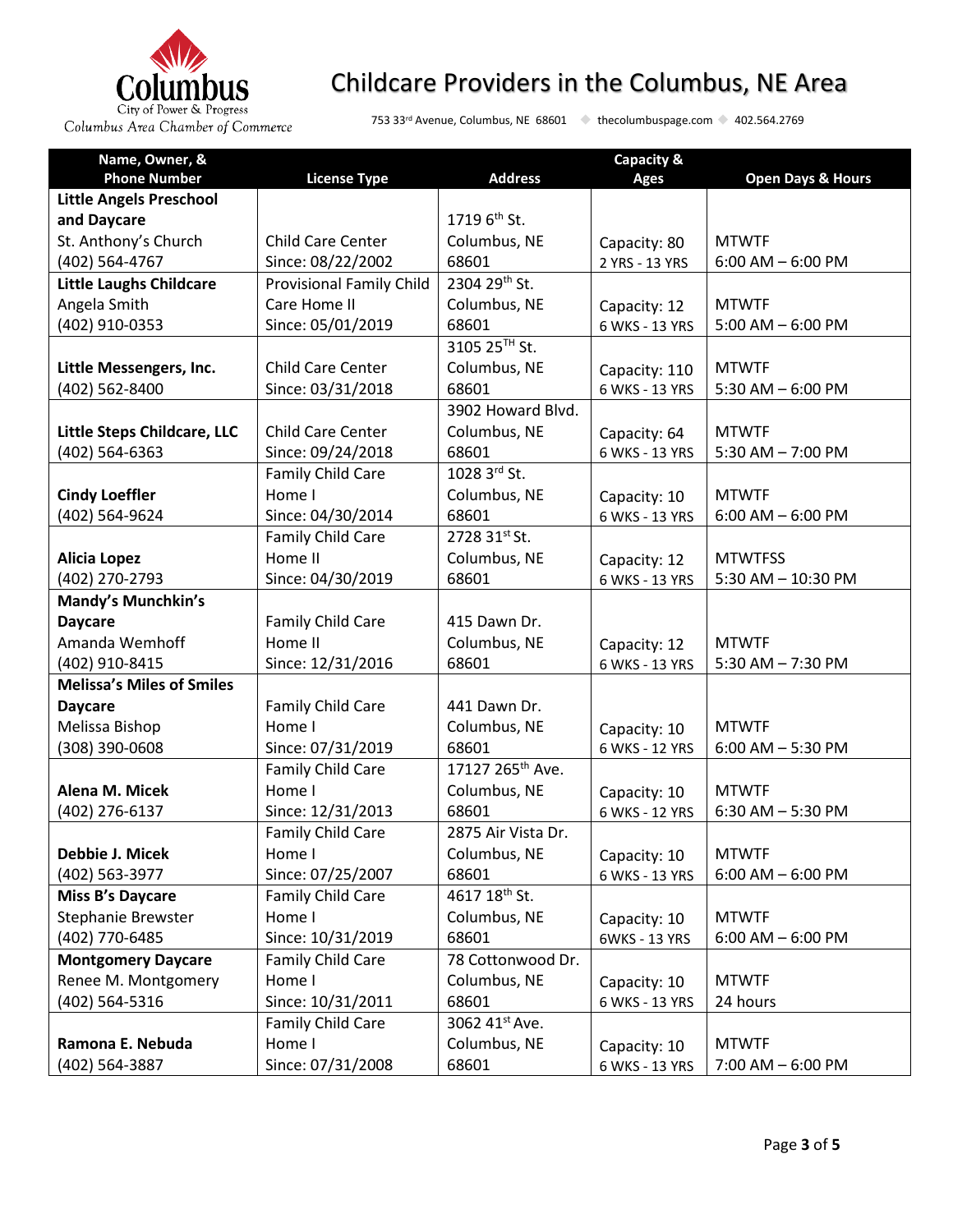# Childcare Providers in the Columbus, NE Area

Columbus City of Power & Progress
Columbus Area Chamber of Commerce

753 33rd Avenue, Columbus, NE 68601 ◆ thecolumbuspage.com ◆ 402.564.2769

| Name, Owner, & Phone Number | License Type | Address | Capacity & Ages | Open Days & Hours |
|---|---|---|---|---|
| **Little Angels Preschool and Daycare**<br>St. Anthony's Church<br>(402) 564-4767 | Child Care Center<br>Since: 08/22/2002 | 1719 6th St.<br>Columbus, NE<br>68601 | Capacity: 80<br>2 YRS - 13 YRS | MTWTF<br>6:00 AM – 6:00 PM |
| **Little Laughs Childcare**<br>Angela Smith<br>(402) 910-0353 | Provisional Family Child Care Home II<br>Since: 05/01/2019 | 2304 29th St.<br>Columbus, NE<br>68601 | Capacity: 12<br>6 WKS - 13 YRS | MTWTF<br>5:00 AM – 6:00 PM |
| **Little Messengers, Inc.**<br>(402) 562-8400 | Child Care Center<br>Since: 03/31/2018 | 3105 25TH St.<br>Columbus, NE<br>68601 | Capacity: 110<br>6 WKS - 13 YRS | MTWTF<br>5:30 AM – 6:00 PM |
| **Little Steps Childcare, LLC**<br>(402) 564-6363 | Child Care Center<br>Since: 09/24/2018 | 3902 Howard Blvd.<br>Columbus, NE<br>68601 | Capacity: 64<br>6 WKS - 13 YRS | MTWTF<br>5:30 AM – 7:00 PM |
| **Cindy Loeffler**<br>(402) 564-9624 | Family Child Care Home I<br>Since: 04/30/2014 | 1028 3rd St.<br>Columbus, NE<br>68601 | Capacity: 10<br>6 WKS - 13 YRS | MTWTF<br>6:00 AM – 6:00 PM |
| **Alicia Lopez**<br>(402) 270-2793 | Family Child Care Home II<br>Since: 04/30/2019 | 2728 31st St.<br>Columbus, NE<br>68601 | Capacity: 12<br>6 WKS - 13 YRS | MTWTFSS<br>5:30 AM – 10:30 PM |
| **Mandy's Munchkin's Daycare**<br>Amanda Wemhoff<br>(402) 910-8415 | Family Child Care Home II<br>Since: 12/31/2016 | 415 Dawn Dr.<br>Columbus, NE<br>68601 | Capacity: 12<br>6 WKS - 13 YRS | MTWTF<br>5:30 AM – 7:30 PM |
| **Melissa's Miles of Smiles Daycare**<br>Melissa Bishop<br>(308) 390-0608 | Family Child Care Home I<br>Since: 07/31/2019 | 441 Dawn Dr.<br>Columbus, NE<br>68601 | Capacity: 10<br>6 WKS - 12 YRS | MTWTF<br>6:00 AM – 5:30 PM |
| **Alena M. Micek**<br>(402) 276-6137 | Family Child Care Home I<br>Since: 12/31/2013 | 17127 265th Ave.<br>Columbus, NE<br>68601 | Capacity: 10<br>6 WKS - 12 YRS | MTWTF<br>6:30 AM – 5:30 PM |
| **Debbie J. Micek**<br>(402) 563-3977 | Family Child Care Home I<br>Since: 07/25/2007 | 2875 Air Vista Dr.<br>Columbus, NE<br>68601 | Capacity: 10<br>6 WKS - 13 YRS | MTWTF<br>6:00 AM – 6:00 PM |
| **Miss B's Daycare**<br>Stephanie Brewster<br>(402) 770-6485 | Family Child Care Home I<br>Since: 10/31/2019 | 4617 18th St.<br>Columbus, NE<br>68601 | Capacity: 10<br>6WKS - 13 YRS | MTWTF<br>6:00 AM – 6:00 PM |
| **Montgomery Daycare**<br>Renee M. Montgomery<br>(402) 564-5316 | Family Child Care Home I<br>Since: 10/31/2011 | 78 Cottonwood Dr.<br>Columbus, NE<br>68601 | Capacity: 10<br>6 WKS - 13 YRS | MTWTF<br>24 hours |
| **Ramona E. Nebuda**<br>(402) 564-3887 | Family Child Care Home I<br>Since: 07/31/2008 | 3062 41st Ave.<br>Columbus, NE<br>68601 | Capacity: 10<br>6 WKS - 13 YRS | MTWTF<br>7:00 AM – 6:00 PM |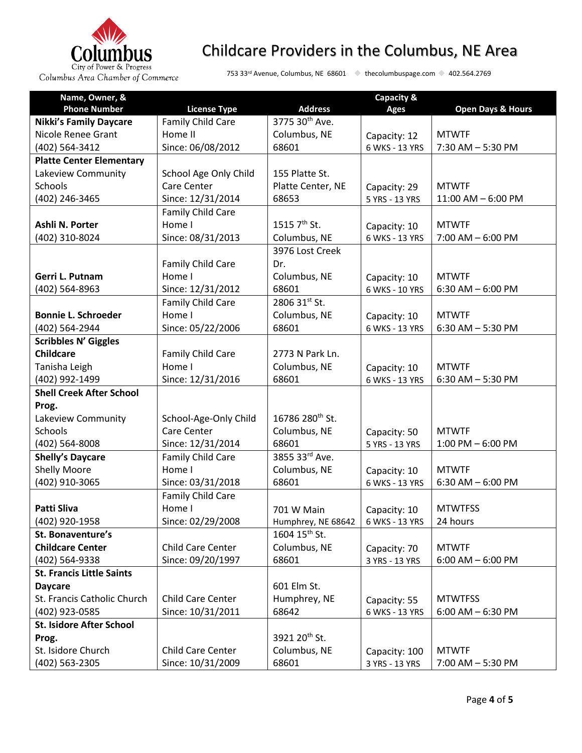# Childcare Providers in the Columbus, NE Area

Columbus City of Power & Progress
Columbus Area Chamber of Commerce

753 33rd Avenue, Columbus, NE 68601 ◆ thecolumbuspage.com ◆ 402.564.2769

| Name, Owner, & Phone Number | License Type | Address | Capacity & Ages | Open Days & Hours |
|---|---|---|---|---|
| **Nikki's Family Daycare**<br>Nicole Renee Grant<br>(402) 564-3412 | Family Child Care Home II<br>Since: 06/08/2012 | 3775 30th Ave.<br>Columbus, NE<br>68601 | Capacity: 12<br>6 WKS - 13 YRS | MTWTF<br>7:30 AM – 5:30 PM |
| **Platte Center Elementary**<br>Lakeview Community Schools<br>(402) 246-3465 | School Age Only Child Care Center<br>Since: 12/31/2014 | 155 Platte St.<br>Platte Center, NE<br>68653 | Capacity: 29<br>5 YRS - 13 YRS | MTWTF<br>11:00 AM – 6:00 PM |
| **Ashli N. Porter**<br>(402) 310-8024 | Family Child Care Home I<br>Since: 08/31/2013 | 1515 7th St.<br>Columbus, NE | Capacity: 10<br>6 WKS - 13 YRS | MTWTF<br>7:00 AM – 6:00 PM |
| **Gerri L. Putnam**<br>(402) 564-8963 | Family Child Care Home I<br>Since: 12/31/2012 | 3976 Lost Creek Dr.<br>Columbus, NE<br>68601 | Capacity: 10<br>6 WKS - 10 YRS | MTWTF<br>6:30 AM – 6:00 PM |
| **Bonnie L. Schroeder**<br>(402) 564-2944 | Family Child Care Home I<br>Since: 05/22/2006 | 2806 31st St.<br>Columbus, NE<br>68601 | Capacity: 10<br>6 WKS - 13 YRS | MTWTF<br>6:30 AM – 5:30 PM |
| **Scribbles N' Giggles Childcare**<br>Tanisha Leigh<br>(402) 992-1499 | Family Child Care Home I<br>Since: 12/31/2016 | 2773 N Park Ln.<br>Columbus, NE<br>68601 | Capacity: 10<br>6 WKS - 13 YRS | MTWTF<br>6:30 AM – 5:30 PM |
| **Shell Creek After School Prog.**<br>Lakeview Community Schools<br>(402) 564-8008 | School-Age-Only Child Care Center<br>Since: 12/31/2014 | 16786 280th St.<br>Columbus, NE<br>68601 | Capacity: 50<br>5 YRS - 13 YRS | MTWTF<br>1:00 PM – 6:00 PM |
| **Shelly's Daycare**<br>Shelly Moore<br>(402) 910-3065 | Family Child Care Home I<br>Since: 03/31/2018 | 3855 33rd Ave.<br>Columbus, NE<br>68601 | Capacity: 10<br>6 WKS - 13 YRS | MTWTF<br>6:30 AM – 6:00 PM |
| **Patti Sliva**<br>(402) 920-1958 | Family Child Care Home I<br>Since: 02/29/2008 | 701 W Main<br>Humphrey, NE 68642 | Capacity: 10<br>6 WKS - 13 YRS | MTWTFSS<br>24 hours |
| **St. Bonaventure's Childcare Center**<br>(402) 564-9338 | Child Care Center<br>Since: 09/20/1997 | 1604 15th St.<br>Columbus, NE<br>68601 | Capacity: 70<br>3 YRS - 13 YRS | MTWTF<br>6:00 AM – 6:00 PM |
| **St. Francis Little Saints Daycare**<br>St. Francis Catholic Church<br>(402) 923-0585 | Child Care Center<br>Since: 10/31/2011 | 601 Elm St.<br>Humphrey, NE<br>68642 | Capacity: 55<br>6 WKS - 13 YRS | MTWTFSS<br>6:00 AM – 6:30 PM |
| **St. Isidore After School Prog.**<br>St. Isidore Church<br>(402) 563-2305 | Child Care Center<br>Since: 10/31/2009 | 3921 20th St.<br>Columbus, NE<br>68601 | Capacity: 100<br>3 YRS - 13 YRS | MTWTF<br>7:00 AM – 5:30 PM |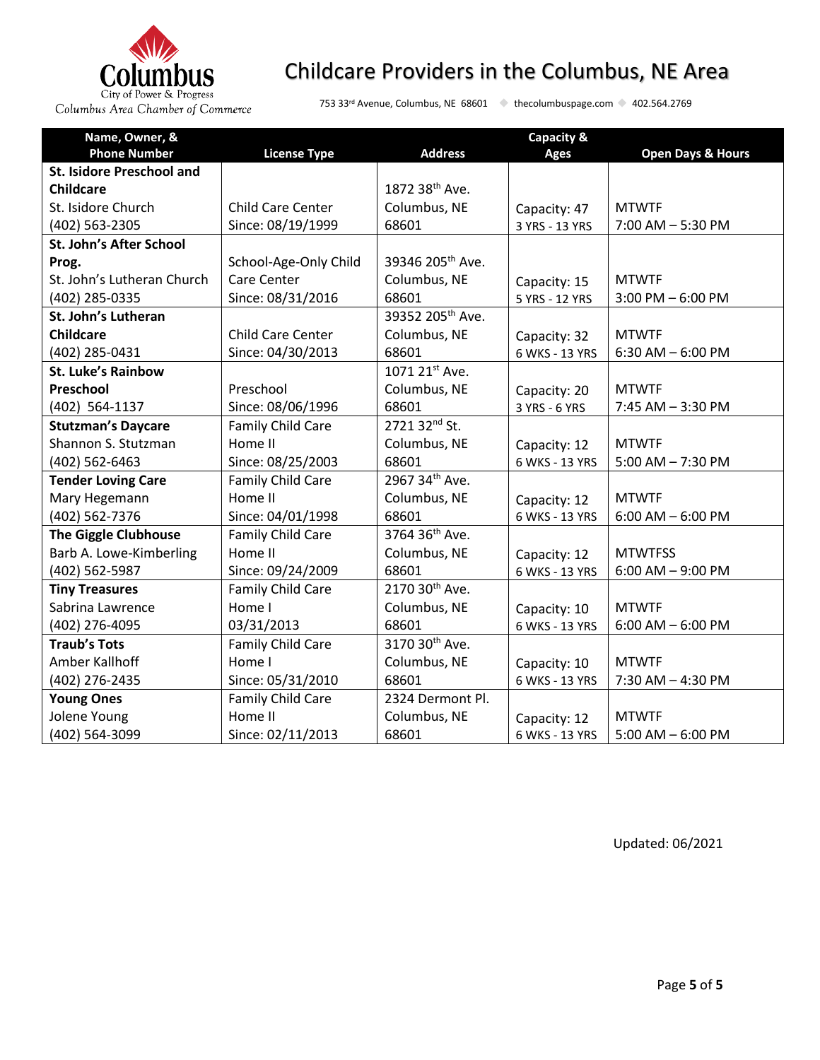# Childcare Providers in the Columbus, NE Area

Columbus City of Power & Progress
Columbus Area Chamber of Commerce

753 33rd Avenue, Columbus, NE 68601 ◆ thecolumbuspage.com ◆ 402.564.2769

| Name, Owner, & Phone Number | License Type | Address | Capacity & Ages | Open Days & Hours |
|---|---|---|---|---|
| **St. Isidore Preschool and Childcare**<br>St. Isidore Church<br>(402) 563-2305 | Child Care Center<br>Since: 08/19/1999 | 1872 38th Ave.<br>Columbus, NE<br>68601 | Capacity: 47<br>3 YRS - 13 YRS | MTWTF<br>7:00 AM – 5:30 PM |
| **St. John's After School Prog.**<br>St. John's Lutheran Church<br>(402) 285-0335 | School-Age-Only Child Care Center<br>Since: 08/31/2016 | 39346 205th Ave.<br>Columbus, NE<br>68601 | Capacity: 15<br>5 YRS - 12 YRS | MTWTF<br>3:00 PM – 6:00 PM |
| **St. John's Lutheran Childcare**<br>(402) 285-0431 | Child Care Center<br>Since: 04/30/2013 | 39352 205th Ave.<br>Columbus, NE<br>68601 | Capacity: 32<br>6 WKS - 13 YRS | MTWTF<br>6:30 AM – 6:00 PM |
| **St. Luke's Rainbow Preschool**<br>(402) 564-1137 | Preschool<br>Since: 08/06/1996 | 1071 21st Ave.<br>Columbus, NE<br>68601 | Capacity: 20<br>3 YRS - 6 YRS | MTWTF<br>7:45 AM – 3:30 PM |
| **Stutzman's Daycare**<br>Shannon S. Stutzman<br>(402) 562-6463 | Family Child Care Home II<br>Since: 08/25/2003 | 2721 32nd St.<br>Columbus, NE<br>68601 | Capacity: 12<br>6 WKS - 13 YRS | MTWTF<br>5:00 AM – 7:30 PM |
| **Tender Loving Care**<br>Mary Hegemann<br>(402) 562-7376 | Family Child Care Home II<br>Since: 04/01/1998 | 2967 34th Ave.<br>Columbus, NE<br>68601 | Capacity: 12<br>6 WKS - 13 YRS | MTWTF<br>6:00 AM – 6:00 PM |
| **The Giggle Clubhouse**<br>Barb A. Lowe-Kimberling<br>(402) 562-5987 | Family Child Care Home II<br>Since: 09/24/2009 | 3764 36th Ave.<br>Columbus, NE<br>68601 | Capacity: 12<br>6 WKS - 13 YRS | MTWTFSS<br>6:00 AM – 9:00 PM |
| **Tiny Treasures**<br>Sabrina Lawrence<br>(402) 276-4095 | Family Child Care Home I<br>03/31/2013 | 2170 30th Ave.<br>Columbus, NE<br>68601 | Capacity: 10<br>6 WKS - 13 YRS | MTWTF<br>6:00 AM – 6:00 PM |
| **Traub's Tots**<br>Amber Kallhoff<br>(402) 276-2435 | Family Child Care Home I<br>Since: 05/31/2010 | 3170 30th Ave.<br>Columbus, NE<br>68601 | Capacity: 10<br>6 WKS - 13 YRS | MTWTF<br>7:30 AM – 4:30 PM |
| **Young Ones**<br>Jolene Young<br>(402) 564-3099 | Family Child Care Home II<br>Since: 02/11/2013 | 2324 Dermont Pl.<br>Columbus, NE<br>68601 | Capacity: 12<br>6 WKS - 13 YRS | MTWTF<br>5:00 AM – 6:00 PM |

Updated: 06/2021